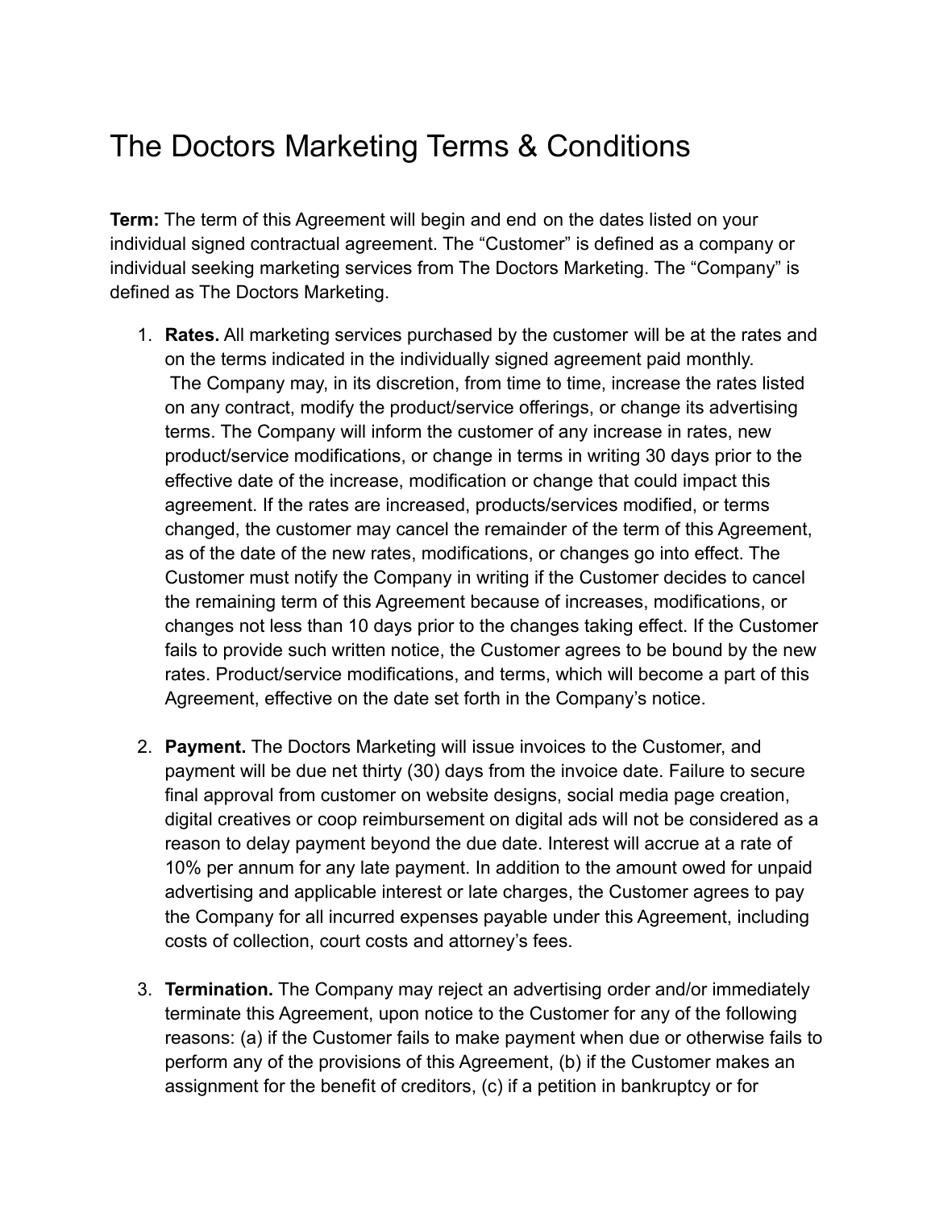# The Doctors Marketing Terms & Conditions

**Term:** The term of this Agreement will begin and end on the dates listed on your individual signed contractual agreement. The "Customer" is defined as a company or individual seeking marketing services from The Doctors Marketing. The "Company" is defined as The Doctors Marketing.

1. **Rates.** All marketing services purchased by the customer will be at the rates and on the terms indicated in the individually signed agreement paid monthly. The Company may, in its discretion, from time to time, increase the rates listed on any contract, modify the product/service offerings, or change its advertising terms. The Company will inform the customer of any increase in rates, new product/service modifications, or change in terms in writing 30 days prior to the effective date of the increase, modification or change that could impact this agreement. If the rates are increased, products/services modified, or terms changed, the customer may cancel the remainder of the term of this Agreement, as of the date of the new rates, modifications, or changes go into effect. The Customer must notify the Company in writing if the Customer decides to cancel the remaining term of this Agreement because of increases, modifications, or changes not less than 10 days prior to the changes taking effect. If the Customer fails to provide such written notice, the Customer agrees to be bound by the new rates. Product/service modifications, and terms, which will become a part of this Agreement, effective on the date set forth in the Company's notice.

2. **Payment.** The Doctors Marketing will issue invoices to the Customer, and payment will be due net thirty (30) days from the invoice date. Failure to secure final approval from customer on website designs, social media page creation, digital creatives or coop reimbursement on digital ads will not be considered as a reason to delay payment beyond the due date. Interest will accrue at a rate of 10% per annum for any late payment. In addition to the amount owed for unpaid advertising and applicable interest or late charges, the Customer agrees to pay the Company for all incurred expenses payable under this Agreement, including costs of collection, court costs and attorney's fees.

3. **Termination.** The Company may reject an advertising order and/or immediately terminate this Agreement, upon notice to the Customer for any of the following reasons: (a) if the Customer fails to make payment when due or otherwise fails to perform any of the provisions of this Agreement, (b) if the Customer makes an assignment for the benefit of creditors, (c) if a petition in bankruptcy or for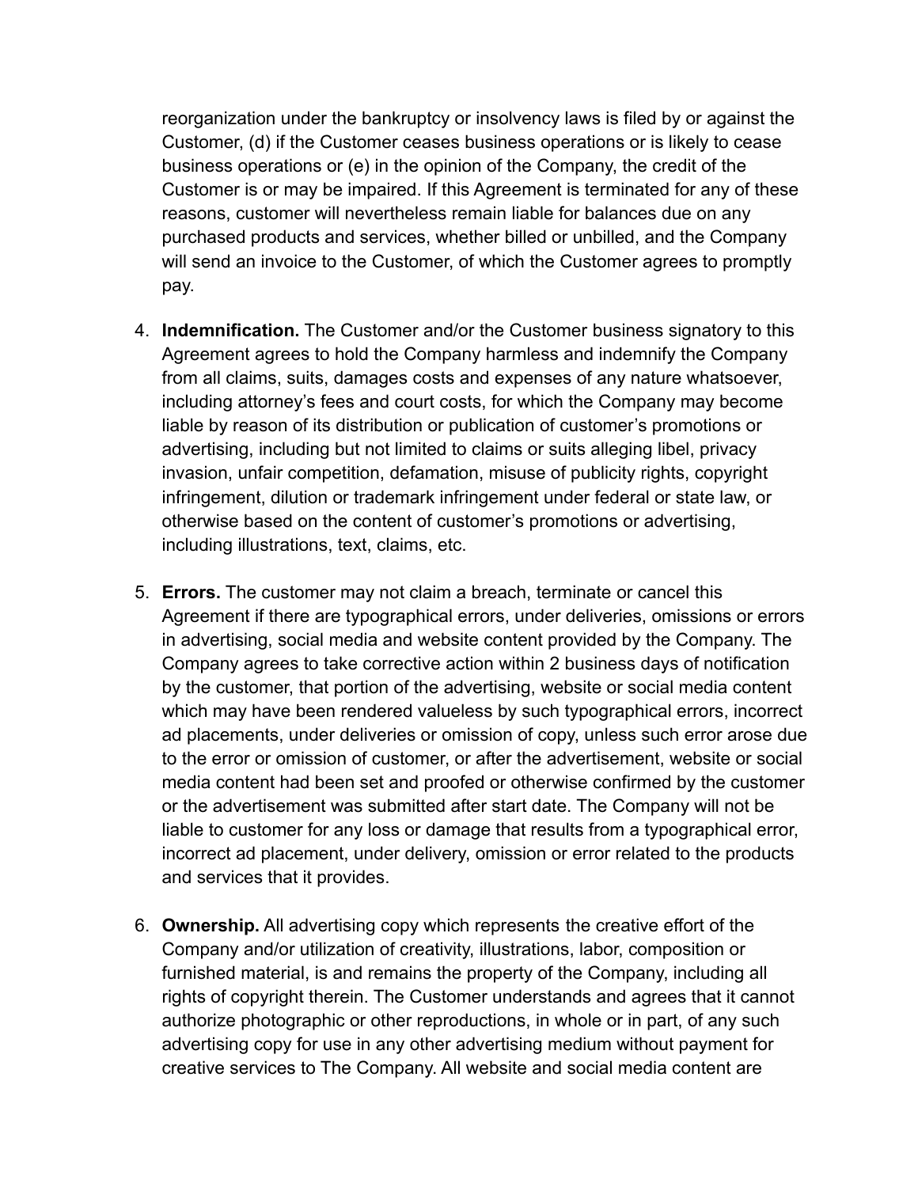reorganization under the bankruptcy or insolvency laws is filed by or against the Customer, (d) if the Customer ceases business operations or is likely to cease business operations or (e) in the opinion of the Company, the credit of the Customer is or may be impaired. If this Agreement is terminated for any of these reasons, customer will nevertheless remain liable for balances due on any purchased products and services, whether billed or unbilled, and the Company will send an invoice to the Customer, of which the Customer agrees to promptly pay.

4. **Indemnification.** The Customer and/or the Customer business signatory to this Agreement agrees to hold the Company harmless and indemnify the Company from all claims, suits, damages costs and expenses of any nature whatsoever, including attorney's fees and court costs, for which the Company may become liable by reason of its distribution or publication of customer's promotions or advertising, including but not limited to claims or suits alleging libel, privacy invasion, unfair competition, defamation, misuse of publicity rights, copyright infringement, dilution or trademark infringement under federal or state law, or otherwise based on the content of customer's promotions or advertising, including illustrations, text, claims, etc.

5. **Errors.** The customer may not claim a breach, terminate or cancel this Agreement if there are typographical errors, under deliveries, omissions or errors in advertising, social media and website content provided by the Company. The Company agrees to take corrective action within 2 business days of notification by the customer, that portion of the advertising, website or social media content which may have been rendered valueless by such typographical errors, incorrect ad placements, under deliveries or omission of copy, unless such error arose due to the error or omission of customer, or after the advertisement, website or social media content had been set and proofed or otherwise confirmed by the customer or the advertisement was submitted after start date. The Company will not be liable to customer for any loss or damage that results from a typographical error, incorrect ad placement, under delivery, omission or error related to the products and services that it provides.

6. **Ownership.** All advertising copy which represents the creative effort of the Company and/or utilization of creativity, illustrations, labor, composition or furnished material, is and remains the property of the Company, including all rights of copyright therein. The Customer understands and agrees that it cannot authorize photographic or other reproductions, in whole or in part, of any such advertising copy for use in any other advertising medium without payment for creative services to The Company. All website and social media content are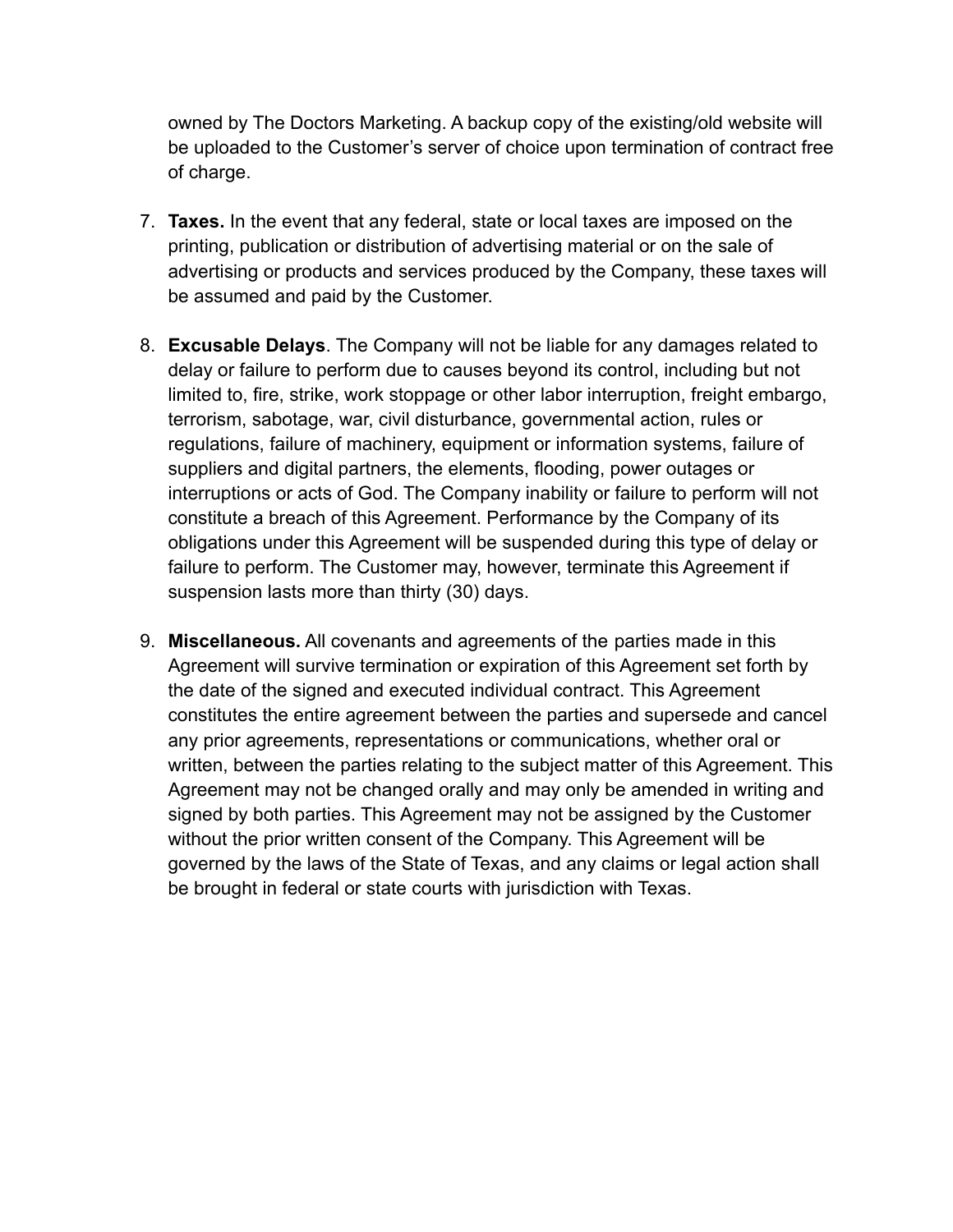owned by The Doctors Marketing. A backup copy of the existing/old website will be uploaded to the Customer's server of choice upon termination of contract free of charge.

7. **Taxes.** In the event that any federal, state or local taxes are imposed on the printing, publication or distribution of advertising material or on the sale of advertising or products and services produced by the Company, these taxes will be assumed and paid by the Customer.

8. **Excusable Delays**. The Company will not be liable for any damages related to delay or failure to perform due to causes beyond its control, including but not limited to, fire, strike, work stoppage or other labor interruption, freight embargo, terrorism, sabotage, war, civil disturbance, governmental action, rules or regulations, failure of machinery, equipment or information systems, failure of suppliers and digital partners, the elements, flooding, power outages or interruptions or acts of God. The Company inability or failure to perform will not constitute a breach of this Agreement. Performance by the Company of its obligations under this Agreement will be suspended during this type of delay or failure to perform. The Customer may, however, terminate this Agreement if suspension lasts more than thirty (30) days.

9. **Miscellaneous.** All covenants and agreements of the parties made in this Agreement will survive termination or expiration of this Agreement set forth by the date of the signed and executed individual contract. This Agreement constitutes the entire agreement between the parties and supersede and cancel any prior agreements, representations or communications, whether oral or written, between the parties relating to the subject matter of this Agreement. This Agreement may not be changed orally and may only be amended in writing and signed by both parties. This Agreement may not be assigned by the Customer without the prior written consent of the Company. This Agreement will be governed by the laws of the State of Texas, and any claims or legal action shall be brought in federal or state courts with jurisdiction with Texas.